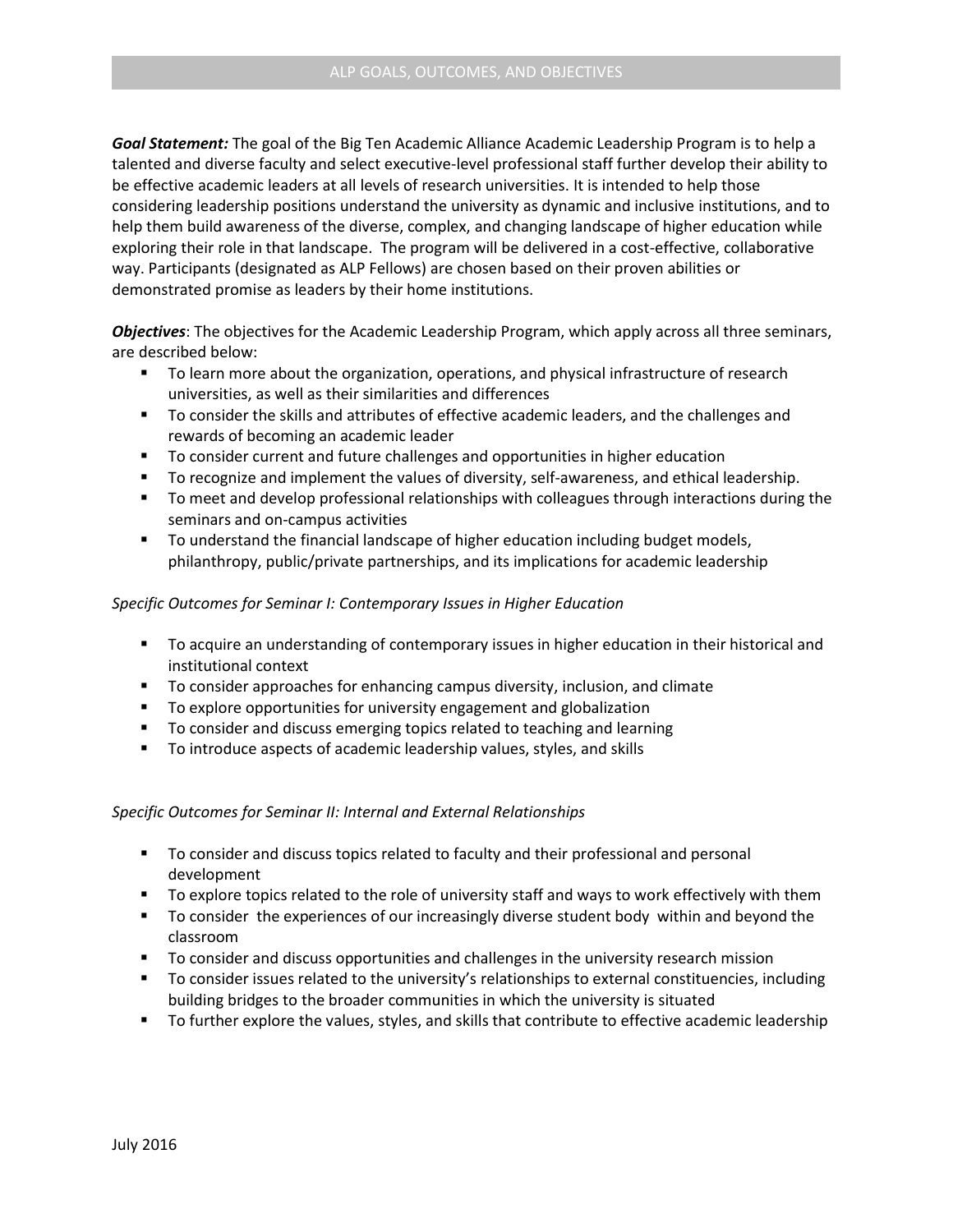# ALP GOALS, OUTCOMES, AND OBJECTIVES

***Goal Statement:*** The goal of the Big Ten Academic Alliance Academic Leadership Program is to help a talented and diverse faculty and select executive-level professional staff further develop their ability to be effective academic leaders at all levels of research universities. It is intended to help those considering leadership positions understand the university as dynamic and inclusive institutions, and to help them build awareness of the diverse, complex, and changing landscape of higher education while exploring their role in that landscape. The program will be delivered in a cost-effective, collaborative way. Participants (designated as ALP Fellows) are chosen based on their proven abilities or demonstrated promise as leaders by their home institutions.

***Objectives***: The objectives for the Academic Leadership Program, which apply across all three seminars, are described below:

- To learn more about the organization, operations, and physical infrastructure of research universities, as well as their similarities and differences
- To consider the skills and attributes of effective academic leaders, and the challenges and rewards of becoming an academic leader
- To consider current and future challenges and opportunities in higher education
- To recognize and implement the values of diversity, self-awareness, and ethical leadership.
- To meet and develop professional relationships with colleagues through interactions during the seminars and on-campus activities
- To understand the financial landscape of higher education including budget models, philanthropy, public/private partnerships, and its implications for academic leadership

*Specific Outcomes for Seminar I: Contemporary Issues in Higher Education*

- To acquire an understanding of contemporary issues in higher education in their historical and institutional context
- To consider approaches for enhancing campus diversity, inclusion, and climate
- To explore opportunities for university engagement and globalization
- To consider and discuss emerging topics related to teaching and learning
- To introduce aspects of academic leadership values, styles, and skills

*Specific Outcomes for Seminar II: Internal and External Relationships*

- To consider and discuss topics related to faculty and their professional and personal development
- To explore topics related to the role of university staff and ways to work effectively with them
- To consider the experiences of our increasingly diverse student body within and beyond the classroom
- To consider and discuss opportunities and challenges in the university research mission
- To consider issues related to the university's relationships to external constituencies, including building bridges to the broader communities in which the university is situated
- To further explore the values, styles, and skills that contribute to effective academic leadership

July 2016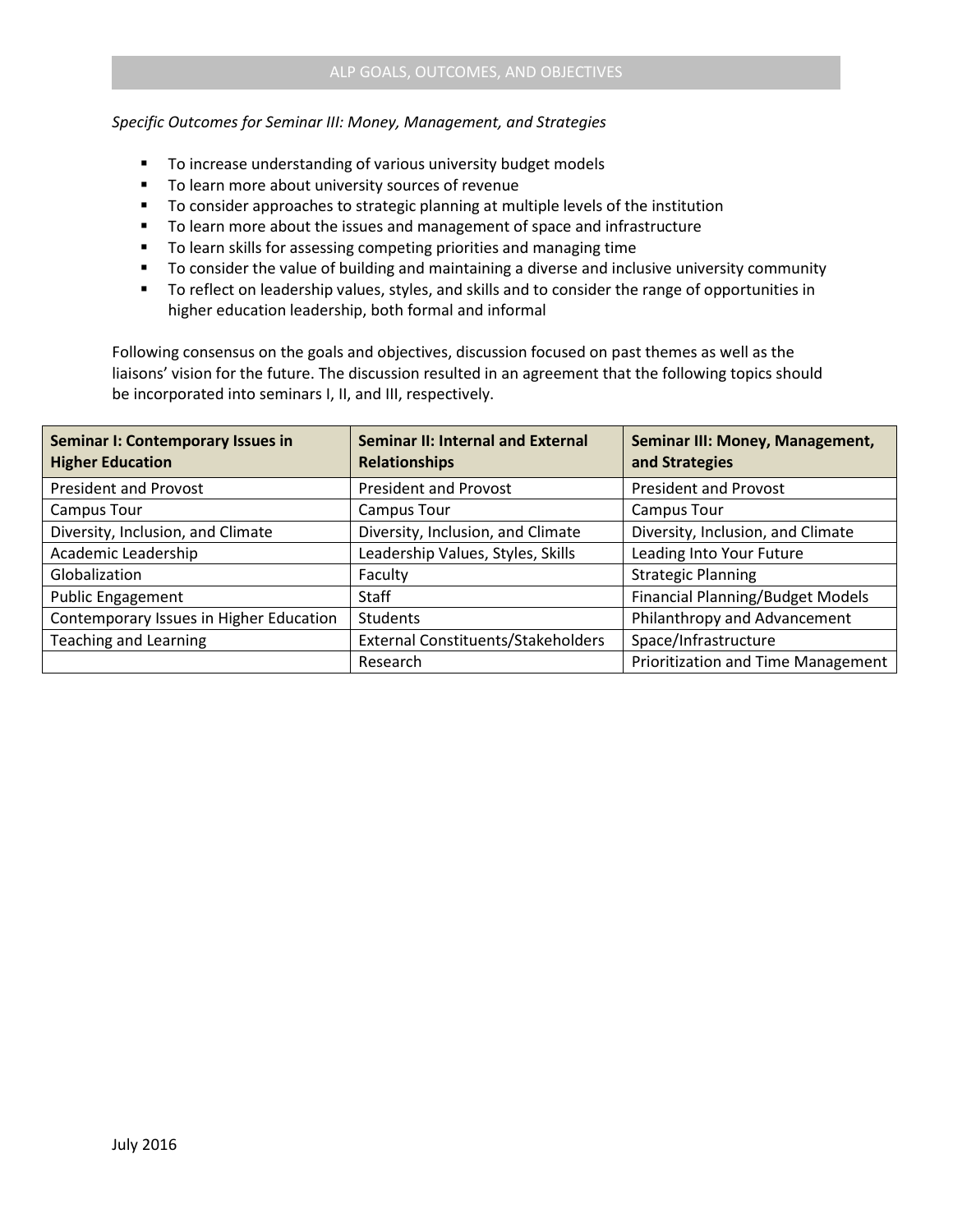*Specific Outcomes for Seminar III: Money, Management, and Strategies*

- To increase understanding of various university budget models
- To learn more about university sources of revenue
- To consider approaches to strategic planning at multiple levels of the institution
- To learn more about the issues and management of space and infrastructure
- To learn skills for assessing competing priorities and managing time
- To consider the value of building and maintaining a diverse and inclusive university community
- To reflect on leadership values, styles, and skills and to consider the range of opportunities in higher education leadership, both formal and informal

Following consensus on the goals and objectives, discussion focused on past themes as well as the liaisons' vision for the future. The discussion resulted in an agreement that the following topics should be incorporated into seminars I, II, and III, respectively.

| Seminar I: Contemporary Issues in Higher Education | Seminar II: Internal and External Relationships | Seminar III: Money, Management, and Strategies |
|---|---|---|
| President and Provost | President and Provost | President and Provost |
| Campus Tour | Campus Tour | Campus Tour |
| Diversity, Inclusion, and Climate | Diversity, Inclusion, and Climate | Diversity, Inclusion, and Climate |
| Academic Leadership | Leadership Values, Styles, Skills | Leading Into Your Future |
| Globalization | Faculty | Strategic Planning |
| Public Engagement | Staff | Financial Planning/Budget Models |
| Contemporary Issues in Higher Education | Students | Philanthropy and Advancement |
| Teaching and Learning | External Constituents/Stakeholders | Space/Infrastructure |
| | Research | Prioritization and Time Management |